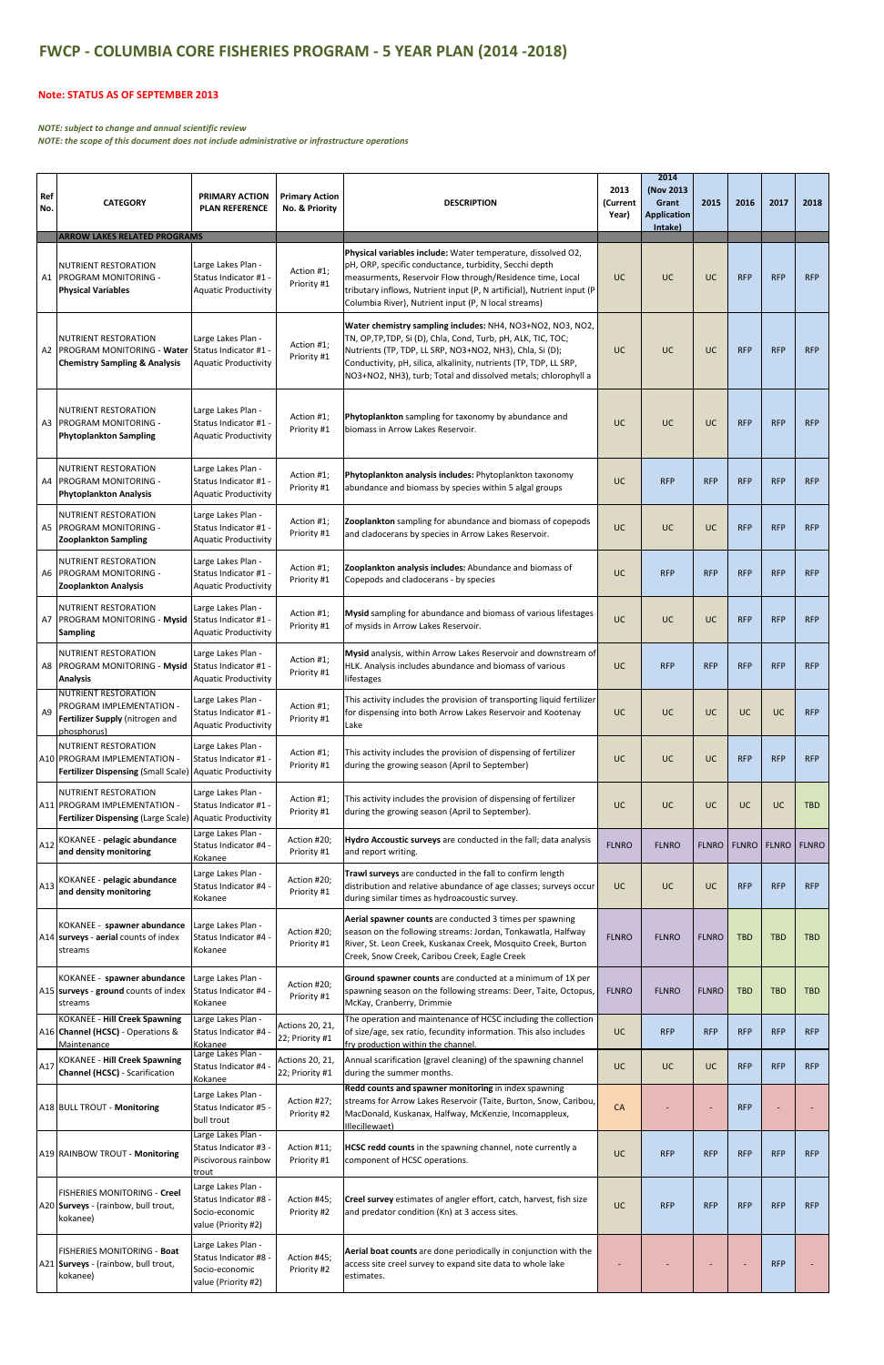# FWCP - COLUMBIA CORE FISHERIES PROGRAM - 5 YEAR PLAN (2014 -2018)

**Note: STATUS AS OF SEPTEMBER 2013**

*NOTE: subject to change and annual scientific review*
*NOTE: the scope of this document does not include administrative or infrastructure operations*

| Ref No. | CATEGORY | PRIMARY ACTION PLAN REFERENCE | Primary Action No. & Priority | DESCRIPTION | 2013 (Current Year) | 2014 (Nov 2013 Grant Application Intake) | 2015 | 2016 | 2017 | 2018 |
|---|---|---|---|---|---|---|---|---|---|---|
| | **ARROW LAKES RELATED PROGRAMS** | | | | | | | | | |
| A1 | NUTRIENT RESTORATION PROGRAM MONITORING - **Physical Variables** | Large Lakes Plan - Status Indicator #1 - Aquatic Productivity | Action #1; Priority #1 | **Physical variables include:** Water temperature, dissolved O2, pH, ORP, specific conductance, turbidity, Secchi depth measurements, Reservoir Flow through/Residence time, Local tributary inflows, Nutrient input (P, N artificial), Nutrient input (P Columbia River), Nutrient input (P, N local streams) | UC | UC | UC | RFP | RFP | RFP |
| A2 | NUTRIENT RESTORATION PROGRAM MONITORING - **Water Chemistry Sampling & Analysis** | Large Lakes Plan - Status Indicator #1 - Aquatic Productivity | Action #1; Priority #1 | **Water chemistry sampling includes:** NH4, NO3+NO2, NO3, NO2, TN, OP,TP,TDP, Si (D), Chla, Cond, Turb, pH, ALK, TIC, TOC; Nutrients (TP, TDP, LL SRP, NO3+NO2, NH3), Chla, Si (D); Conductivity, pH, silica, alkalinity, nutrients (TP, TDP, LL SRP, NO3+NO2, NH3), turb; Total and dissolved metals; chlorophyll a | UC | UC | UC | RFP | RFP | RFP |
| A3 | NUTRIENT RESTORATION PROGRAM MONITORING - **Phytoplankton Sampling** | Large Lakes Plan - Status Indicator #1 - Aquatic Productivity | Action #1; Priority #1 | **Phytoplankton** sampling for taxonomy by abundance and biomass in Arrow Lakes Reservoir. | UC | UC | UC | RFP | RFP | RFP |
| A4 | NUTRIENT RESTORATION PROGRAM MONITORING - **Phytoplankton Analysis** | Large Lakes Plan - Status Indicator #1 - Aquatic Productivity | Action #1; Priority #1 | **Phytoplankton analysis includes:** Phytoplankton taxonomy abundance and biomass by species within 5 algal groups | UC | RFP | RFP | RFP | RFP | RFP |
| A5 | NUTRIENT RESTORATION PROGRAM MONITORING - **Zooplankton Sampling** | Large Lakes Plan - Status Indicator #1 - Aquatic Productivity | Action #1; Priority #1 | **Zooplankton** sampling for abundance and biomass of copepods and cladocerans by species in Arrow Lakes Reservoir. | UC | UC | UC | RFP | RFP | RFP |
| A6 | NUTRIENT RESTORATION PROGRAM MONITORING - **Zooplankton Analysis** | Large Lakes Plan - Status Indicator #1 - Aquatic Productivity | Action #1; Priority #1 | **Zooplankton analysis includes:** Abundance and biomass of Copepods and cladocerans - by species | UC | RFP | RFP | RFP | RFP | RFP |
| A7 | NUTRIENT RESTORATION PROGRAM MONITORING - **Mysid Sampling** | Large Lakes Plan - Status Indicator #1 - Aquatic Productivity | Action #1; Priority #1 | **Mysid** sampling for abundance and biomass of various lifestages of mysids in Arrow Lakes Reservoir. | UC | UC | UC | RFP | RFP | RFP |
| A8 | NUTRIENT RESTORATION PROGRAM MONITORING - **Mysid Analysis** | Large Lakes Plan - Status Indicator #1 - Aquatic Productivity | Action #1; Priority #1 | **Mysid** analysis, within Arrow Lakes Reservoir and downstream of HLK. Analysis includes abundance and biomass of various lifestages | UC | RFP | RFP | RFP | RFP | RFP |
| A9 | NUTRIENT RESTORATION PROGRAM IMPLEMENTATION - **Fertilizer Supply** (nitrogen and phosphorus) | Large Lakes Plan - Status Indicator #1 - Aquatic Productivity | Action #1; Priority #1 | This activity includes the provision of transporting liquid fertilizer for dispensing into both Arrow Lakes Reservoir and Kootenay Lake | UC | UC | UC | UC | UC | RFP |
| A10 | NUTRIENT RESTORATION PROGRAM IMPLEMENTATION - **Fertilizer Dispensing** (Small Scale) | Large Lakes Plan - Status Indicator #1 - Aquatic Productivity | Action #1; Priority #1 | This activity includes the provision of dispensing of fertilizer during the growing season (April to September) | UC | UC | UC | RFP | RFP | RFP |
| A11 | NUTRIENT RESTORATION PROGRAM IMPLEMENTATION - **Fertilizer Dispensing** (Large Scale) | Large Lakes Plan - Status Indicator #1 - Aquatic Productivity | Action #1; Priority #1 | This activity includes the provision of dispensing of fertilizer during the growing season (April to September). | UC | UC | UC | UC | UC | TBD |
| A12 | KOKANEE - **pelagic abundance and density monitoring** | Large Lakes Plan - Status Indicator #4 - Kokanee | Action #20; Priority #1 | **Hydro Accoustic surveys** are conducted in the fall; data analysis and report writing. | FLNRO | FLNRO | FLNRO | FLNRO | FLNRO | FLNRO |
| A13 | KOKANEE - **pelagic abundance and density monitoring** | Large Lakes Plan - Status Indicator #4 - Kokanee | Action #20; Priority #1 | **Trawl surveys** are conducted in the fall to confirm length distribution and relative abundance of age classes; surveys occur during similar times as hydroacoustic survey. | UC | UC | UC | RFP | RFP | RFP |
| A14 | KOKANEE - **spawner abundance surveys - aerial** counts of index streams | Large Lakes Plan - Status Indicator #4 - Kokanee | Action #20; Priority #1 | **Aerial spawner counts** are conducted 3 times per spawning season on the following streams: Jordan, Tonkawatla, Halfway River, St. Leon Creek, Kuskanax Creek, Mosquito Creek, Burton Creek, Snow Creek, Caribou Creek, Eagle Creek | FLNRO | FLNRO | FLNRO | TBD | TBD | TBD |
| A15 | KOKANEE - **spawner abundance surveys - ground** counts of index streams | Large Lakes Plan - Status Indicator #4 - Kokanee | Action #20; Priority #1 | **Ground spawner counts** are conducted at a minimum of 1X per spawning season on the following streams: Deer, Taite, Octopus, McKay, Cranberry, Drimmie | FLNRO | FLNRO | FLNRO | TBD | TBD | TBD |
| A16 | KOKANEE - **Hill Creek Spawning Channel (HCSC)** - Operations & Maintenance | Large Lakes Plan - Status Indicator #4 - Kokanee | Actions 20, 21, 22; Priority #1 | The operation and maintenance of HCSC including the collection of size/age, sex ratio, fecundity information. This also includes fry production within the channel. | UC | RFP | RFP | RFP | RFP | RFP |
| A17 | KOKANEE - **Hill Creek Spawning Channel (HCSC)** - Scarification | Large Lakes Plan - Status Indicator #4 - Kokanee | Actions 20, 21, 22; Priority #1 | Annual scarification (gravel cleaning) of the spawning channel during the summer months. | UC | UC | UC | RFP | RFP | RFP |
| A18 | BULL TROUT - **Monitoring** | Large Lakes Plan - Status Indicator #5 - bull trout | Action #27; Priority #2 | **Redd counts and spawner monitoring** in index spawning streams for Arrow Lakes Reservoir (Taite, Burton, Snow, Caribou, MacDonald, Kuskanax, Halfway, McKenzie, Incomappleux, Illecillewaet) | CA | - | - | RFP | - | - |
| A19 | RAINBOW TROUT - **Monitoring** | Large Lakes Plan - Status Indicator #3 - Piscivorous rainbow trout | Action #11; Priority #1 | **HCSC redd counts** in the spawning channel, note currently a component of HCSC operations. | UC | RFP | RFP | RFP | RFP | RFP |
| A20 | FISHERIES MONITORING - **Creel Surveys** - (rainbow, bull trout, kokanee) | Large Lakes Plan - Status Indicator #8 - Socio-economic value (Priority #2) | Action #45; Priority #2 | **Creel survey** estimates of angler effort, catch, harvest, fish size and predator condition (Kn) at 3 access sites. | UC | RFP | RFP | RFP | RFP | RFP |
| A21 | FISHERIES MONITORING - **Boat Surveys** - (rainbow, bull trout, kokanee) | Large Lakes Plan - Status Indicator #8 - Socio-economic value (Priority #2) | Action #45; Priority #2 | **Aerial boat counts** are done periodically in conjunction with the access site creel survey to expand site data to whole lake estimates. | - | - | - | - | RFP | - |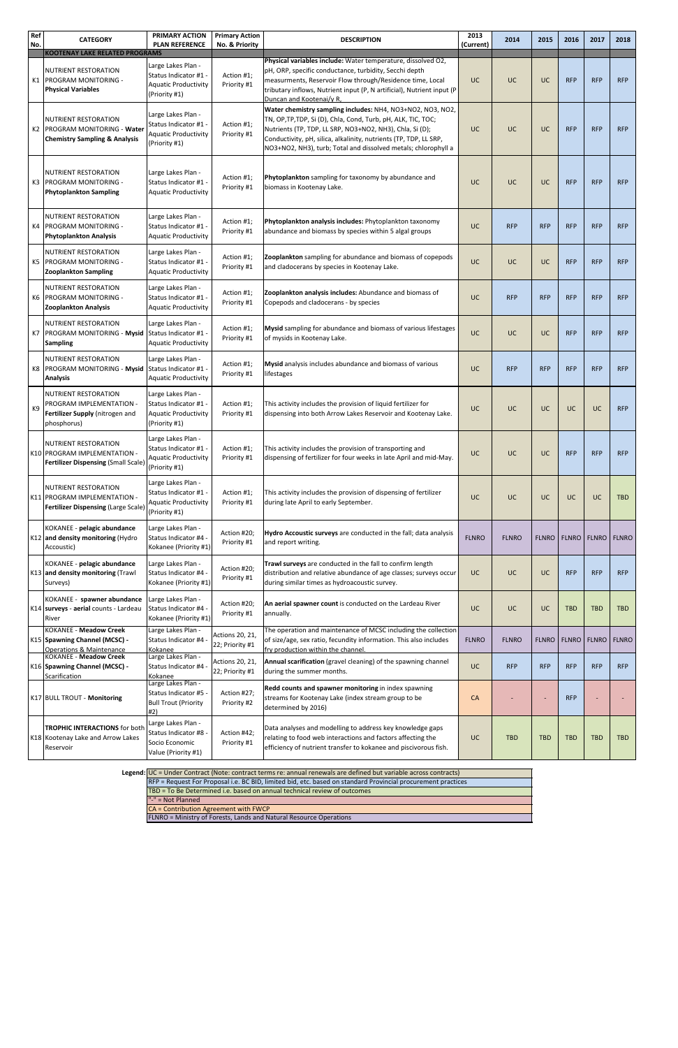| Ref No. | CATEGORY | PRIMARY ACTION PLAN REFERENCE | Primary Action No. & Priority | DESCRIPTION | 2013 (Current) | 2014 | 2015 | 2016 | 2017 | 2018 |
|---|---|---|---|---|---|---|---|---|---|---|
| **KOOTENAY LAKE RELATED PROGRAMS** | | | | | | | | | | |
| K1 | NUTRIENT RESTORATION PROGRAM MONITORING - **Physical Variables** | Large Lakes Plan - Status Indicator #1 - Aquatic Productivity (Priority #1) | Action #1; Priority #1 | **Physical variables include:** Water temperature, dissolved O2, pH, ORP, specific conductance, turbidity, Secchi depth measurments, Reservoir Flow through/Residence time, Local tributary inflows, Nutrient input (P, N artificial), Nutrient input (P Duncan and Kootenai/y R, | UC | UC | UC | RFP | RFP | RFP |
| K2 | NUTRIENT RESTORATION PROGRAM MONITORING - **Water Chemistry Sampling & Analysis** | Large Lakes Plan - Status Indicator #1 - Aquatic Productivity (Priority #1) | Action #1; Priority #1 | **Water chemistry sampling includes:** NH4, NO3+NO2, NO3, NO2, TN, OP,TP,TDP, Si (D), Chla, Cond, Turb, pH, ALK, TIC, TOC; Nutrients (TP, TDP, LL SRP, NO3+NO2, NH3), Chla, Si (D); Conductivity, pH, silica, alkalinity, nutrients (TP, TDP, LL SRP, NO3+NO2, NH3), turb; Total and dissolved metals; chlorophyll a | UC | UC | UC | RFP | RFP | RFP |
| K3 | NUTRIENT RESTORATION PROGRAM MONITORING - **Phytoplankton Sampling** | Large Lakes Plan - Status Indicator #1 - Aquatic Productivity | Action #1; Priority #1 | **Phytoplankton** sampling for taxonomy by abundance and biomass in Kootenay Lake. | UC | UC | UC | RFP | RFP | RFP |
| K4 | NUTRIENT RESTORATION PROGRAM MONITORING - **Phytoplankton Analysis** | Large Lakes Plan - Status Indicator #1 - Aquatic Productivity | Action #1; Priority #1 | **Phytoplankton analysis includes:** Phytoplankton taxonomy abundance and biomass by species within 5 algal groups | UC | RFP | RFP | RFP | RFP | RFP |
| K5 | NUTRIENT RESTORATION PROGRAM MONITORING - **Zooplankton Sampling** | Large Lakes Plan - Status Indicator #1 - Aquatic Productivity | Action #1; Priority #1 | **Zooplankton** sampling for abundance and biomass of copepods and cladocerans by species in Kootenay Lake. | UC | UC | UC | RFP | RFP | RFP |
| K6 | NUTRIENT RESTORATION PROGRAM MONITORING - **Zooplankton Analysis** | Large Lakes Plan - Status Indicator #1 - Aquatic Productivity | Action #1; Priority #1 | **Zooplankton analysis includes:** Abundance and biomass of Copepods and cladocerans - by species | UC | RFP | RFP | RFP | RFP | RFP |
| K7 | NUTRIENT RESTORATION PROGRAM MONITORING - **Mysid Sampling** | Large Lakes Plan - Status Indicator #1 - Aquatic Productivity | Action #1; Priority #1 | **Mysid** sampling for abundance and biomass of various lifestages of mysids in Kootenay Lake. | UC | UC | UC | RFP | RFP | RFP |
| K8 | NUTRIENT RESTORATION PROGRAM MONITORING - **Mysid Analysis** | Large Lakes Plan - Status Indicator #1 - Aquatic Productivity | Action #1; Priority #1 | **Mysid** analysis includes abundance and biomass of various lifestages | UC | RFP | RFP | RFP | RFP | RFP |
| K9 | NUTRIENT RESTORATION PROGRAM IMPLEMENTATION - **Fertilizer Supply** (nitrogen and phosphorus) | Large Lakes Plan - Status Indicator #1 - Aquatic Productivity (Priority #1) | Action #1; Priority #1 | This activity includes the provision of liquid fertilizer for dispensing into both Arrow Lakes Reservoir and Kootenay Lake. | UC | UC | UC | UC | UC | RFP |
| K10 | NUTRIENT RESTORATION PROGRAM IMPLEMENTATION - **Fertilizer Dispensing** (Small Scale) | Large Lakes Plan - Status Indicator #1 - Aquatic Productivity (Priority #1) | Action #1; Priority #1 | This activity includes the provision of transporting and dispensing of fertilizer for four weeks in late April and mid-May. | UC | UC | UC | RFP | RFP | RFP |
| K11 | NUTRIENT RESTORATION PROGRAM IMPLEMENTATION - **Fertilizer Dispensing** (Large Scale) | Large Lakes Plan - Status Indicator #1 - Aquatic Productivity (Priority #1) | Action #1; Priority #1 | This activity includes the provision of dispensing of fertilizer during late April to early September. | UC | UC | UC | UC | UC | TBD |
| K12 | KOKANEE - **pelagic abundance and density monitoring** (Hydro Accoustic) | Large Lakes Plan - Status Indicator #4 - Kokanee (Priority #1) | Action #20; Priority #1 | **Hydro Accoustic surveys** are conducted in the fall; data analysis and report writing. | FLNRO | FLNRO | FLNRO | FLNRO | FLNRO | FLNRO |
| K13 | KOKANEE - **pelagic abundance and density monitoring** (Trawl Surveys) | Large Lakes Plan - Status Indicator #4 - Kokanee (Priority #1) | Action #20; Priority #1 | **Trawl surveys** are conducted in the fall to confirm length distribution and relative abundance of age classes; surveys occur during similar times as hydroacoustic survey. | UC | UC | UC | RFP | RFP | RFP |
| K14 | KOKANEE - **spawner abundance surveys - aerial** counts - Lardeau River | Large Lakes Plan - Status Indicator #4 - Kokanee (Priority #1) | Action #20; Priority #1 | **An aerial spawner count** is conducted on the Lardeau River annually. | UC | UC | UC | TBD | TBD | TBD |
| K15 | KOKANEE - **Meadow Creek Spawning Channel (MCSC)** - Operations & Maintenance | Large Lakes Plan - Status Indicator #4 - Kokanee | Actions 20, 21, 22; Priority #1 | The operation and maintenance of MCSC including the collection of size/age, sex ratio, fecundity information. This also includes fry production within the channel. | FLNRO | FLNRO | FLNRO | FLNRO | FLNRO | FLNRO |
| K16 | KOKANEE - **Meadow Creek Spawning Channel (MCSC)** - Scarification | Large Lakes Plan - Status Indicator #4 - Kokanee | Actions 20, 21, 22; Priority #1 | **Annual scarification** (gravel cleaning) of the spawning channel during the summer months. | UC | RFP | RFP | RFP | RFP | RFP |
| K17 | BULL TROUT - **Monitoring** | Large Lakes Plan - Status Indicator #5 - Bull Trout (Priority #2) | Action #27; Priority #2 | **Redd counts and spawner monitoring** in index spawning streams for Kootenay Lake (index stream group to be determined by 2016) | CA | - | - | RFP | - | - |
| K18 | **TROPHIC INTERACTIONS** for both Kootenay Lake and Arrow Lakes Reservoir | Large Lakes Plan - Status Indicator #8 - Socio Economic Value (Priority #1) | Action #42; Priority #1 | Data analyses and modelling to address key knowledge gaps relating to food web interactions and factors affecting the efficiency of nutrient transfer to kokanee and piscivorous fish. | UC | TBD | TBD | TBD | TBD | TBD |

**Legend:**
- UC = Under Contract (Note: contract terms re: annual renewals are defined but variable across contracts)
- RFP = Request For Proposal i.e. BC BID, limited bid, etc. based on standard Provincial procurement practices
- TBD = To Be Determined i.e. based on annual technical review of outcomes
- "-" = Not Planned
- CA = Contribution Agreement with FWCP
- FLNRO = Ministry of Forests, Lands and Natural Resource Operations